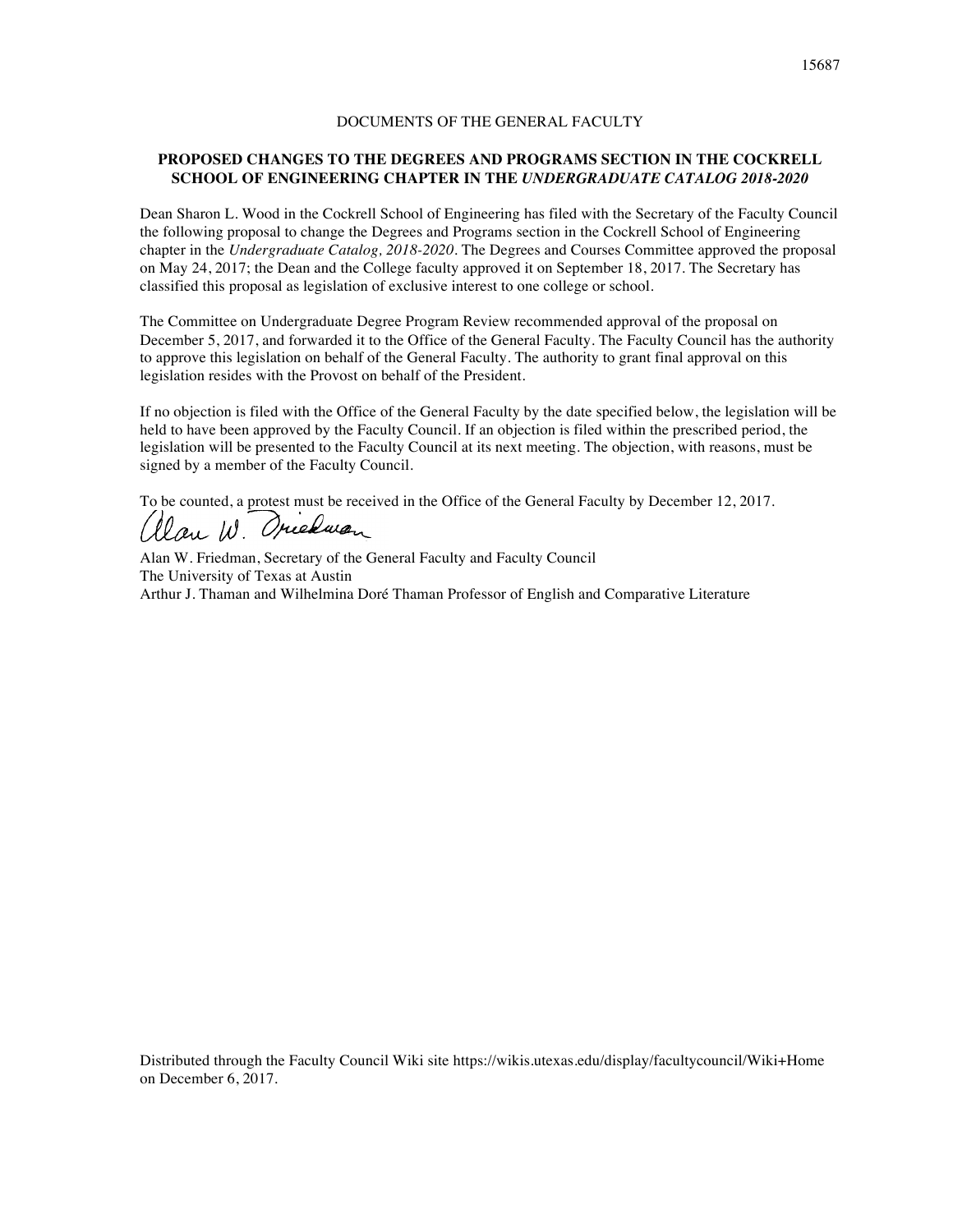DOCUMENTS OF THE GENERAL FACULTY

**PROPOSED CHANGES TO THE DEGREES AND PROGRAMS SECTION IN THE COCKRELL SCHOOL OF ENGINEERING CHAPTER IN THE *UNDERGRADUATE CATALOG 2018-2020***

Dean Sharon L. Wood in the Cockrell School of Engineering has filed with the Secretary of the Faculty Council the following proposal to change the Degrees and Programs section in the Cockrell School of Engineering chapter in the *Undergraduate Catalog, 2018-2020*. The Degrees and Courses Committee approved the proposal on May 24, 2017; the Dean and the College faculty approved it on September 18, 2017. The Secretary has classified this proposal as legislation of exclusive interest to one college or school.

The Committee on Undergraduate Degree Program Review recommended approval of the proposal on December 5, 2017, and forwarded it to the Office of the General Faculty. The Faculty Council has the authority to approve this legislation on behalf of the General Faculty. The authority to grant final approval on this legislation resides with the Provost on behalf of the President.

If no objection is filed with the Office of the General Faculty by the date specified below, the legislation will be held to have been approved by the Faculty Council. If an objection is filed within the prescribed period, the legislation will be presented to the Faculty Council at its next meeting. The objection, with reasons, must be signed by a member of the Faculty Council.

To be counted, a protest must be received in the Office of the General Faculty by December 12, 2017.

Alan W. Friedman

Alan W. Friedman, Secretary of the General Faculty and Faculty Council
The University of Texas at Austin
Arthur J. Thaman and Wilhelmina Doré Thaman Professor of English and Comparative Literature

Distributed through the Faculty Council Wiki site https://wikis.utexas.edu/display/facultycouncil/Wiki+Home on December 6, 2017.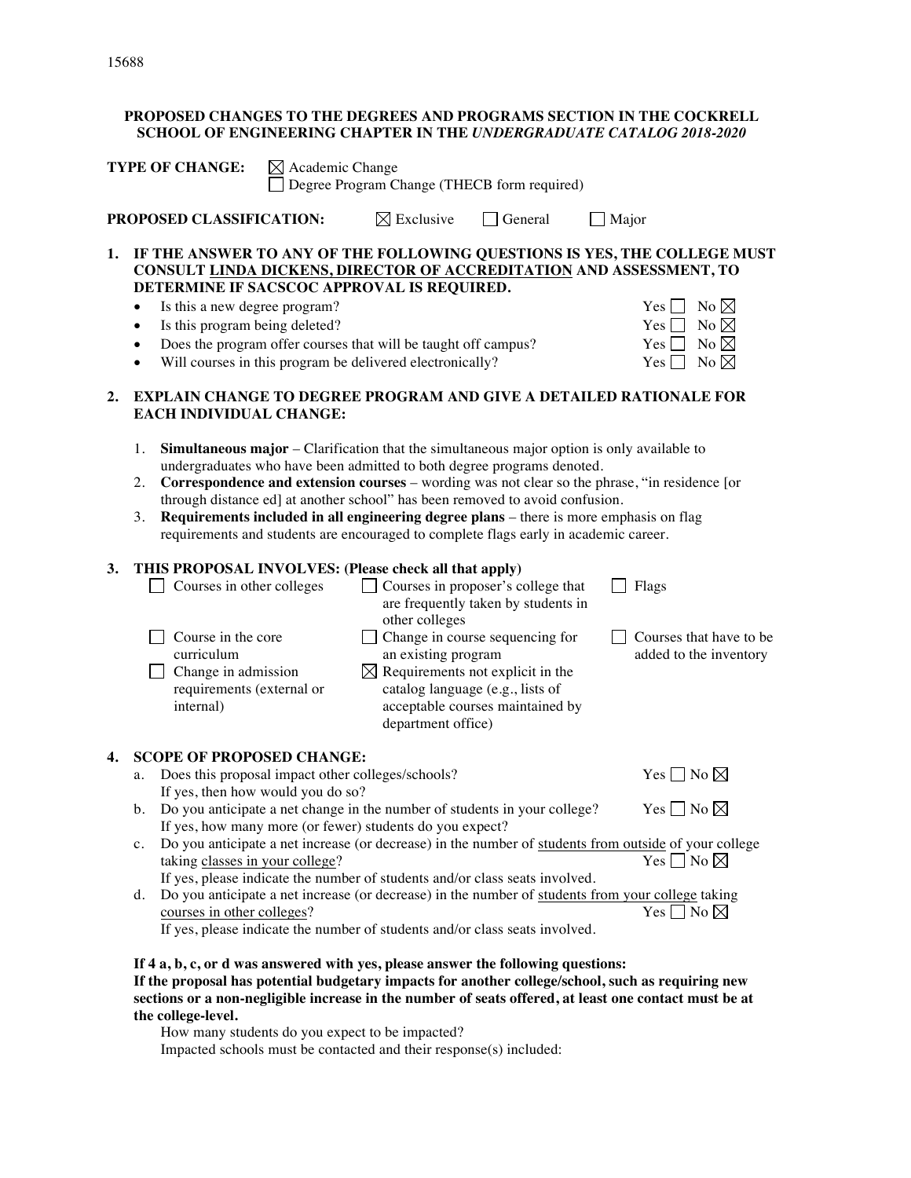15688

**PROPOSED CHANGES TO THE DEGREES AND PROGRAMS SECTION IN THE COCKRELL SCHOOL OF ENGINEERING CHAPTER IN THE *UNDERGRADUATE CATALOG 2018-2020***

**TYPE OF CHANGE:** ☒ Academic Change
☐ Degree Program Change (THECB form required)

**PROPOSED CLASSIFICATION:** ☒ Exclusive ☐ General ☐ Major

**1. IF THE ANSWER TO ANY OF THE FOLLOWING QUESTIONS IS YES, THE COLLEGE MUST CONSULT LINDA DICKENS, DIRECTOR OF ACCREDITATION AND ASSESSMENT, TO DETERMINE IF SACSCOC APPROVAL IS REQUIRED.**

- Is this a new degree program? Yes ☐ No ☒
- Is this program being deleted? Yes ☐ No ☒
- Does the program offer courses that will be taught off campus? Yes ☐ No ☒
- Will courses in this program be delivered electronically? Yes ☐ No ☒

**2. EXPLAIN CHANGE TO DEGREE PROGRAM AND GIVE A DETAILED RATIONALE FOR EACH INDIVIDUAL CHANGE:**

1. **Simultaneous major** – Clarification that the simultaneous major option is only available to undergraduates who have been admitted to both degree programs denoted.
2. **Correspondence and extension courses** – wording was not clear so the phrase, "in residence [or through distance ed] at another school" has been removed to avoid confusion.
3. **Requirements included in all engineering degree plans** – there is more emphasis on flag requirements and students are encouraged to complete flags early in academic career.

**3. THIS PROPOSAL INVOLVES: (Please check all that apply)**

- ☐ Courses in other colleges
- ☐ Courses in proposer's college that are frequently taken by students in other colleges
- ☐ Flags
- ☐ Course in the core curriculum
- ☐ Change in course sequencing for an existing program
- ☐ Courses that have to be added to the inventory
- ☐ Change in admission requirements (external or internal)
- ☒ Requirements not explicit in the catalog language (e.g., lists of acceptable courses maintained by department office)

**4. SCOPE OF PROPOSED CHANGE:**

a. Does this proposal impact other colleges/schools? Yes ☐ No ☒
If yes, then how would you do so?

b. Do you anticipate a net change in the number of students in your college? Yes ☐ No ☒
If yes, how many more (or fewer) students do you expect?

c. Do you anticipate a net increase (or decrease) in the number of students from outside of your college taking classes in your college? Yes ☐ No ☒
If yes, please indicate the number of students and/or class seats involved.

d. Do you anticipate a net increase (or decrease) in the number of students from your college taking courses in other colleges? Yes ☐ No ☒
If yes, please indicate the number of students and/or class seats involved.

**If 4 a, b, c, or d was answered with yes, please answer the following questions:**
**If the proposal has potential budgetary impacts for another college/school, such as requiring new sections or a non-negligible increase in the number of seats offered, at least one contact must be at the college-level.**

How many students do you expect to be impacted?
Impacted schools must be contacted and their response(s) included: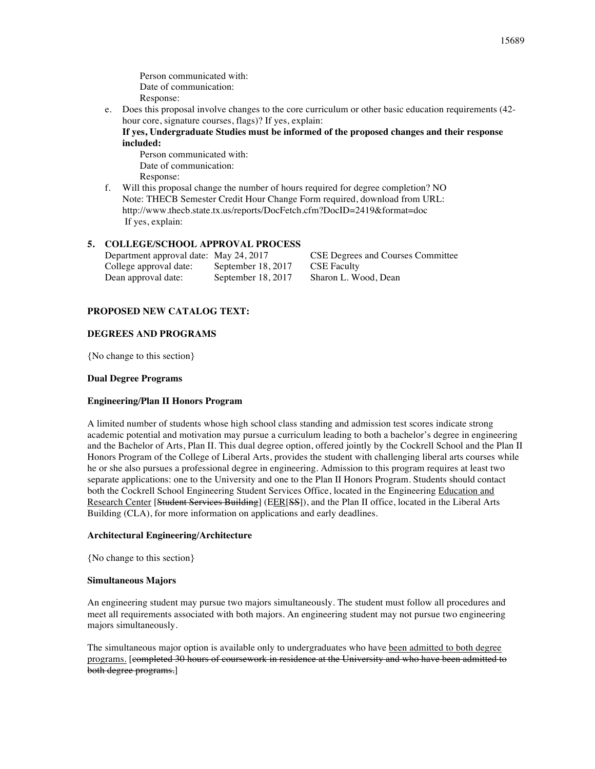Person communicated with:
Date of communication:
Response:

e. Does this proposal involve changes to the core curriculum or other basic education requirements (42-hour core, signature courses, flags)? If yes, explain:
**If yes, Undergraduate Studies must be informed of the proposed changes and their response included:**
Person communicated with:
Date of communication:
Response:

f. Will this proposal change the number of hours required for degree completion? NO
Note: THECB Semester Credit Hour Change Form required, download from URL: http://www.thecb.state.tx.us/reports/DocFetch.cfm?DocID=2419&format=doc
If yes, explain:

**5. COLLEGE/SCHOOL APPROVAL PROCESS**

| | | |
|---|---|---|
| Department approval date: | May 24, 2017 | CSE Degrees and Courses Committee |
| College approval date: | September 18, 2017 | CSE Faculty |
| Dean approval date: | September 18, 2017 | Sharon L. Wood, Dean |

**PROPOSED NEW CATALOG TEXT:**

**DEGREES AND PROGRAMS**

{No change to this section}

**Dual Degree Programs**

**Engineering/Plan II Honors Program**

A limited number of students whose high school class standing and admission test scores indicate strong academic potential and motivation may pursue a curriculum leading to both a bachelor's degree in engineering and the Bachelor of Arts, Plan II. This dual degree option, offered jointly by the Cockrell School and the Plan II Honors Program of the College of Liberal Arts, provides the student with challenging liberal arts courses while he or she also pursues a professional degree in engineering. Admission to this program requires at least two separate applications: one to the University and one to the Plan II Honors Program. Students should contact both the Cockrell School Engineering Student Services Office, located in the Engineering <u>Education and Research Center</u> [~~Student Services Building~~] (E<u>ER</u>[~~SS~~]), and the Plan II office, located in the Liberal Arts Building (CLA), for more information on applications and early deadlines.

**Architectural Engineering/Architecture**

{No change to this section}

**Simultaneous Majors**

An engineering student may pursue two majors simultaneously. The student must follow all procedures and meet all requirements associated with both majors. An engineering student may not pursue two engineering majors simultaneously.

The simultaneous major option is available only to undergraduates who have <u>been admitted to both degree programs.</u> [~~completed 30 hours of coursework in residence at the University and who have been admitted to both degree programs.~~]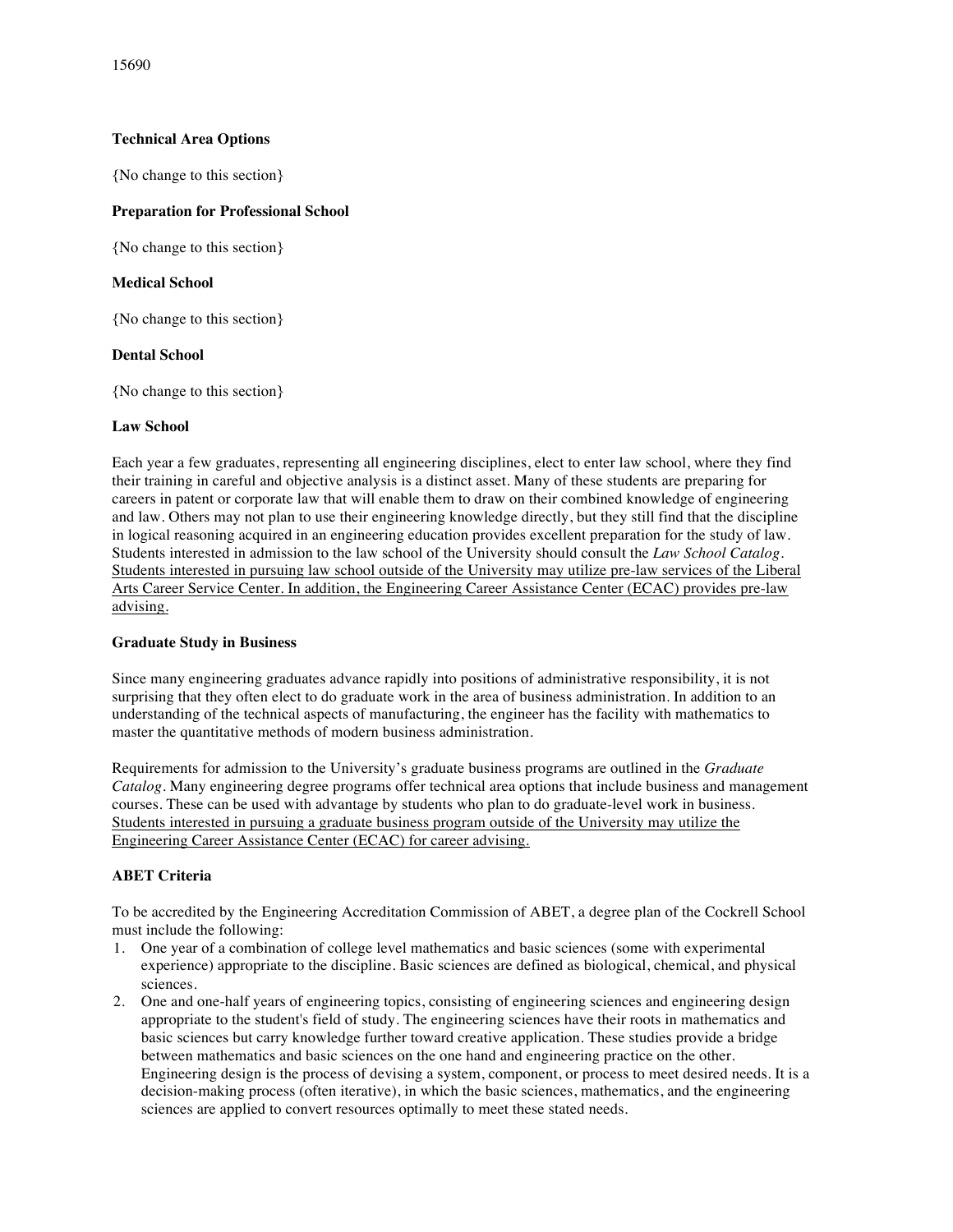15690

**Technical Area Options**

{No change to this section}

**Preparation for Professional School**

{No change to this section}

**Medical School**

{No change to this section}

**Dental School**

{No change to this section}

**Law School**

Each year a few graduates, representing all engineering disciplines, elect to enter law school, where they find their training in careful and objective analysis is a distinct asset. Many of these students are preparing for careers in patent or corporate law that will enable them to draw on their combined knowledge of engineering and law. Others may not plan to use their engineering knowledge directly, but they still find that the discipline in logical reasoning acquired in an engineering education provides excellent preparation for the study of law. Students interested in admission to the law school of the University should consult the *Law School Catalog*. <u>Students interested in pursuing law school outside of the University may utilize pre-law services of the Liberal Arts Career Service Center. In addition, the Engineering Career Assistance Center (ECAC) provides pre-law advising.</u>

**Graduate Study in Business**

Since many engineering graduates advance rapidly into positions of administrative responsibility, it is not surprising that they often elect to do graduate work in the area of business administration. In addition to an understanding of the technical aspects of manufacturing, the engineer has the facility with mathematics to master the quantitative methods of modern business administration.

Requirements for admission to the University's graduate business programs are outlined in the *Graduate Catalog*. Many engineering degree programs offer technical area options that include business and management courses. These can be used with advantage by students who plan to do graduate-level work in business. <u>Students interested in pursuing a graduate business program outside of the University may utilize the Engineering Career Assistance Center (ECAC) for career advising.</u>

**ABET Criteria**

To be accredited by the Engineering Accreditation Commission of ABET, a degree plan of the Cockrell School must include the following:

1. One year of a combination of college level mathematics and basic sciences (some with experimental experience) appropriate to the discipline. Basic sciences are defined as biological, chemical, and physical sciences.
2. One and one-half years of engineering topics, consisting of engineering sciences and engineering design appropriate to the student's field of study. The engineering sciences have their roots in mathematics and basic sciences but carry knowledge further toward creative application. These studies provide a bridge between mathematics and basic sciences on the one hand and engineering practice on the other. Engineering design is the process of devising a system, component, or process to meet desired needs. It is a decision-making process (often iterative), in which the basic sciences, mathematics, and the engineering sciences are applied to convert resources optimally to meet these stated needs.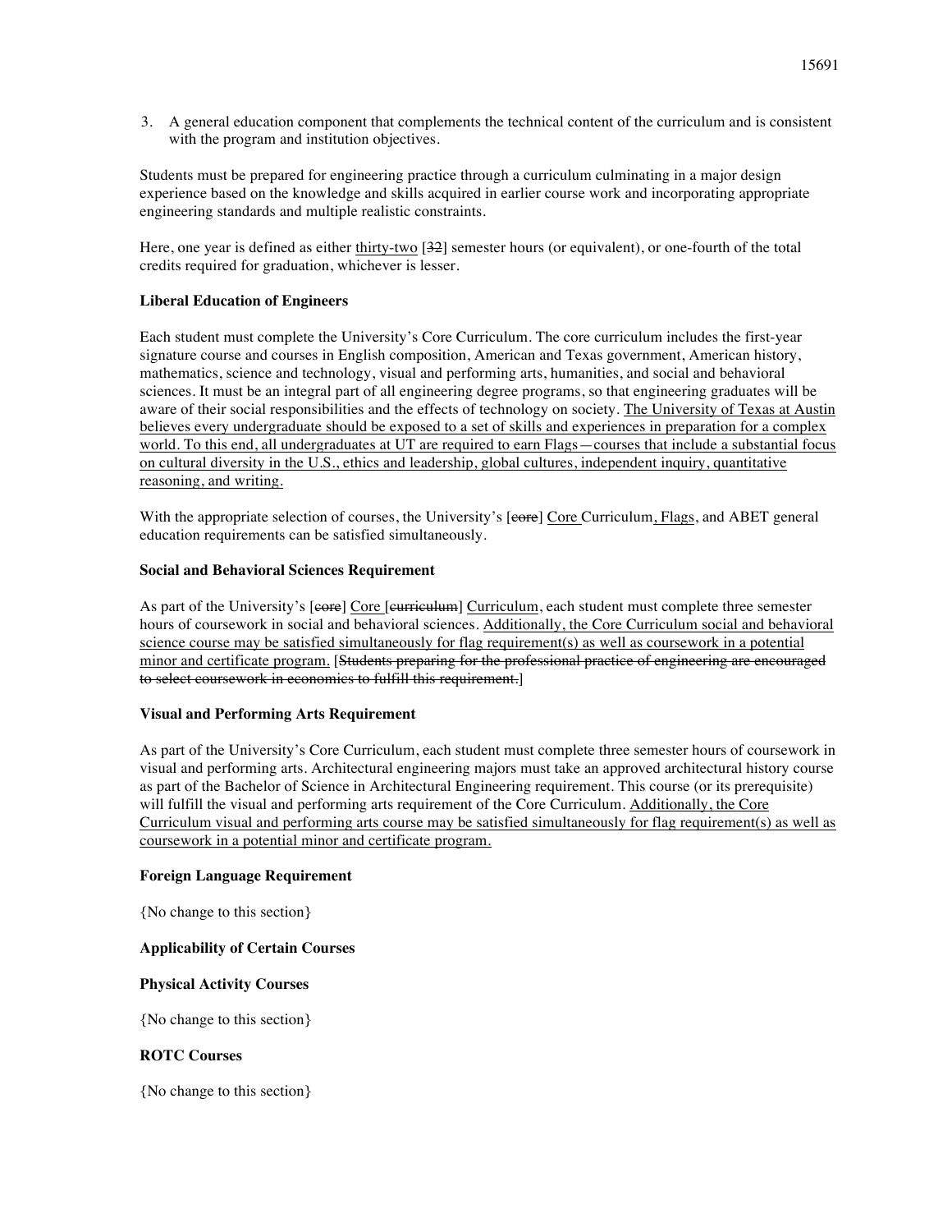3. A general education component that complements the technical content of the curriculum and is consistent with the program and institution objectives.

Students must be prepared for engineering practice through a curriculum culminating in a major design experience based on the knowledge and skills acquired in earlier course work and incorporating appropriate engineering standards and multiple realistic constraints.

Here, one year is defined as either <u>thirty-two</u> [~~32~~] semester hours (or equivalent), or one-fourth of the total credits required for graduation, whichever is lesser.

**Liberal Education of Engineers**

Each student must complete the University's Core Curriculum. The core curriculum includes the first-year signature course and courses in English composition, American and Texas government, American history, mathematics, science and technology, visual and performing arts, humanities, and social and behavioral sciences. It must be an integral part of all engineering degree programs, so that engineering graduates will be aware of their social responsibilities and the effects of technology on society. <u>The University of Texas at Austin believes every undergraduate should be exposed to a set of skills and experiences in preparation for a complex world. To this end, all undergraduates at UT are required to earn Flags—courses that include a substantial focus on cultural diversity in the U.S., ethics and leadership, global cultures, independent inquiry, quantitative reasoning, and writing.</u>

With the appropriate selection of courses, the University's [~~core~~] <u>Core</u> Curriculum<u>, Flags</u>, and ABET general education requirements can be satisfied simultaneously.

**Social and Behavioral Sciences Requirement**

As part of the University's [~~core~~] <u>Core</u> [~~curriculum~~] <u>Curriculum</u>, each student must complete three semester hours of coursework in social and behavioral sciences. <u>Additionally, the Core Curriculum social and behavioral science course may be satisfied simultaneously for flag requirement(s) as well as coursework in a potential minor and certificate program.</u> [~~Students preparing for the professional practice of engineering are encouraged to select coursework in economics to fulfill this requirement.~~]

**Visual and Performing Arts Requirement**

As part of the University's Core Curriculum, each student must complete three semester hours of coursework in visual and performing arts. Architectural engineering majors must take an approved architectural history course as part of the Bachelor of Science in Architectural Engineering requirement. This course (or its prerequisite) will fulfill the visual and performing arts requirement of the Core Curriculum. <u>Additionally, the Core Curriculum visual and performing arts course may be satisfied simultaneously for flag requirement(s) as well as coursework in a potential minor and certificate program.</u>

**Foreign Language Requirement**

{No change to this section}

**Applicability of Certain Courses**

**Physical Activity Courses**

{No change to this section}

**ROTC Courses**

{No change to this section}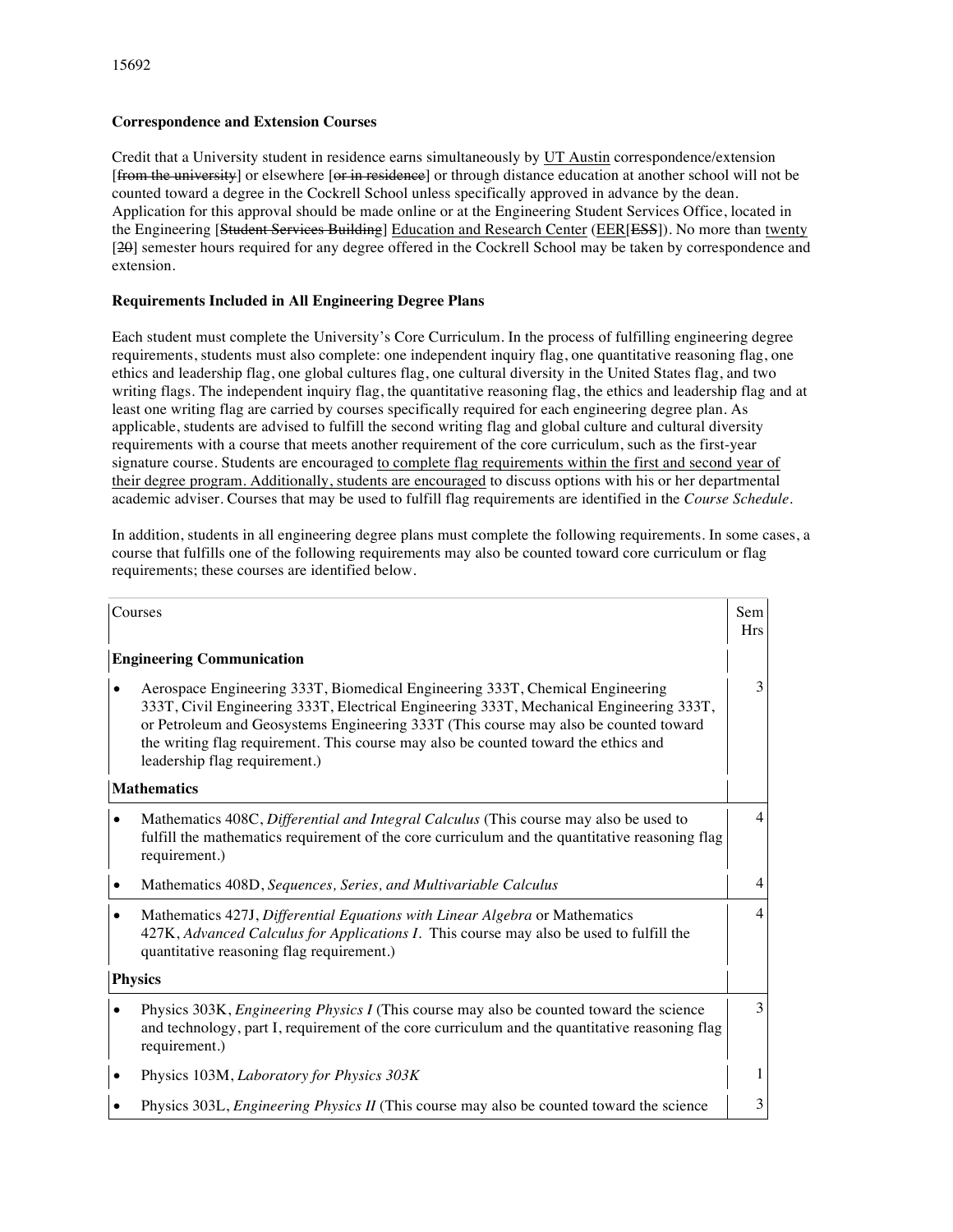**Correspondence and Extension Courses**

Credit that a University student in residence earns simultaneously by <u>UT Austin</u> correspondence/extension [~~from the university~~] or elsewhere [~~or in residence~~] or through distance education at another school will not be counted toward a degree in the Cockrell School unless specifically approved in advance by the dean. Application for this approval should be made online or at the Engineering Student Services Office, located in the Engineering [~~Student Services Building~~] <u>Education and Research Center</u> (<u>EER</u>[~~ESS~~]). No more than <u>twenty</u> [~~20~~] semester hours required for any degree offered in the Cockrell School may be taken by correspondence and extension.

**Requirements Included in All Engineering Degree Plans**

Each student must complete the University's Core Curriculum. In the process of fulfilling engineering degree requirements, students must also complete: one independent inquiry flag, one quantitative reasoning flag, one ethics and leadership flag, one global cultures flag, one cultural diversity in the United States flag, and two writing flags. The independent inquiry flag, the quantitative reasoning flag, the ethics and leadership flag and at least one writing flag are carried by courses specifically required for each engineering degree plan. As applicable, students are advised to fulfill the second writing flag and global culture and cultural diversity requirements with a course that meets another requirement of the core curriculum, such as the first-year signature course. Students are encouraged <u>to complete flag requirements within the first and second year of their degree program. Additionally, students are encouraged</u> to discuss options with his or her departmental academic adviser. Courses that may be used to fulfill flag requirements are identified in the *Course Schedule*.

In addition, students in all engineering degree plans must complete the following requirements. In some cases, a course that fulfills one of the following requirements may also be counted toward core curriculum or flag requirements; these courses are identified below.

| Courses | Sem Hrs |
| --- | --- |
| **Engineering Communication** | |
| • Aerospace Engineering 333T, Biomedical Engineering 333T, Chemical Engineering 333T, Civil Engineering 333T, Electrical Engineering 333T, Mechanical Engineering 333T, or Petroleum and Geosystems Engineering 333T (This course may also be counted toward the writing flag requirement. This course may also be counted toward the ethics and leadership flag requirement.) | 3 |
| **Mathematics** | |
| • Mathematics 408C, *Differential and Integral Calculus* (This course may also be used to fulfill the mathematics requirement of the core curriculum and the quantitative reasoning flag requirement.) | 4 |
| • Mathematics 408D, *Sequences, Series, and Multivariable Calculus* | 4 |
| • Mathematics 427J, *Differential Equations with Linear Algebra* or Mathematics 427K, *Advanced Calculus for Applications I*. This course may also be used to fulfill the quantitative reasoning flag requirement.) | 4 |
| **Physics** | |
| • Physics 303K, *Engineering Physics I* (This course may also be counted toward the science and technology, part I, requirement of the core curriculum and the quantitative reasoning flag requirement.) | 3 |
| • Physics 103M, *Laboratory for Physics 303K* | 1 |
| • Physics 303L, *Engineering Physics II* (This course may also be counted toward the science | 3 |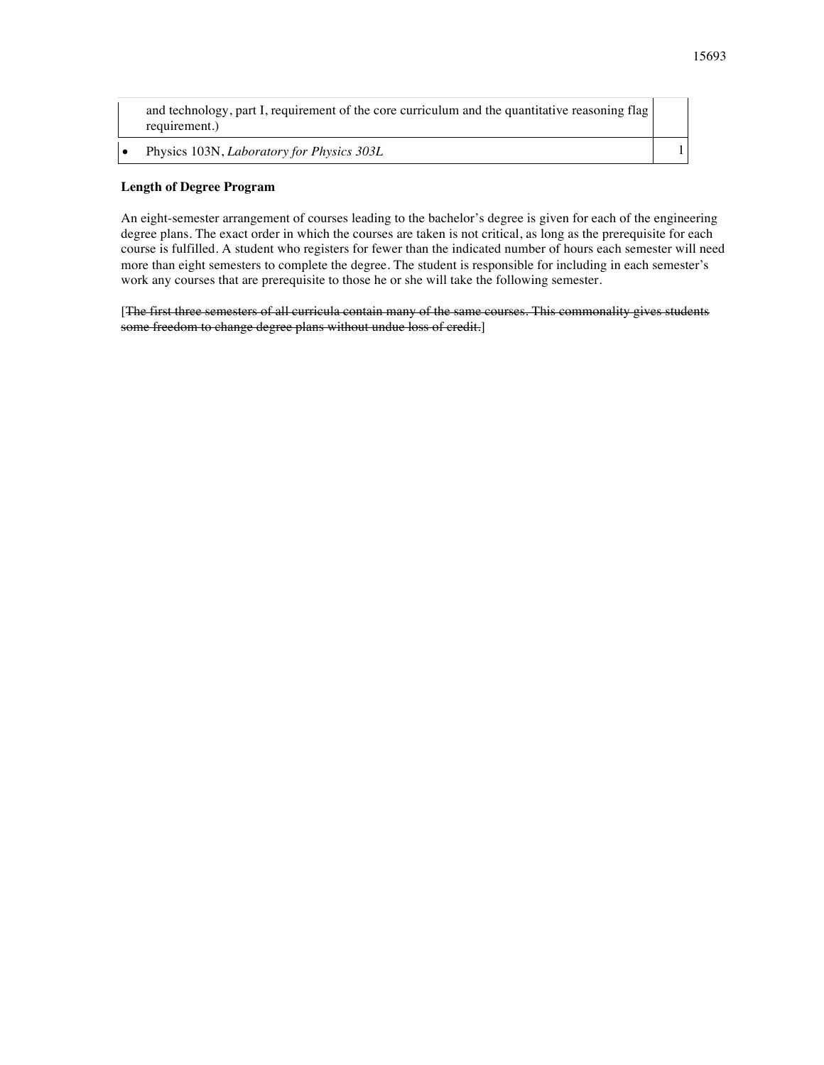| | | |
|---|---|---|
| | and technology, part I, requirement of the core curriculum and the quantitative reasoning flag requirement.) | |
| • | Physics 103N, *Laboratory for Physics 303L* | 1 |

**Length of Degree Program**

An eight-semester arrangement of courses leading to the bachelor's degree is given for each of the engineering degree plans. The exact order in which the courses are taken is not critical, as long as the prerequisite for each course is fulfilled. A student who registers for fewer than the indicated number of hours each semester will need more than eight semesters to complete the degree. The student is responsible for including in each semester's work any courses that are prerequisite to those he or she will take the following semester.

[~~The first three semesters of all curricula contain many of the same courses. This commonality gives students some freedom to change degree plans without undue loss of credit.~~]